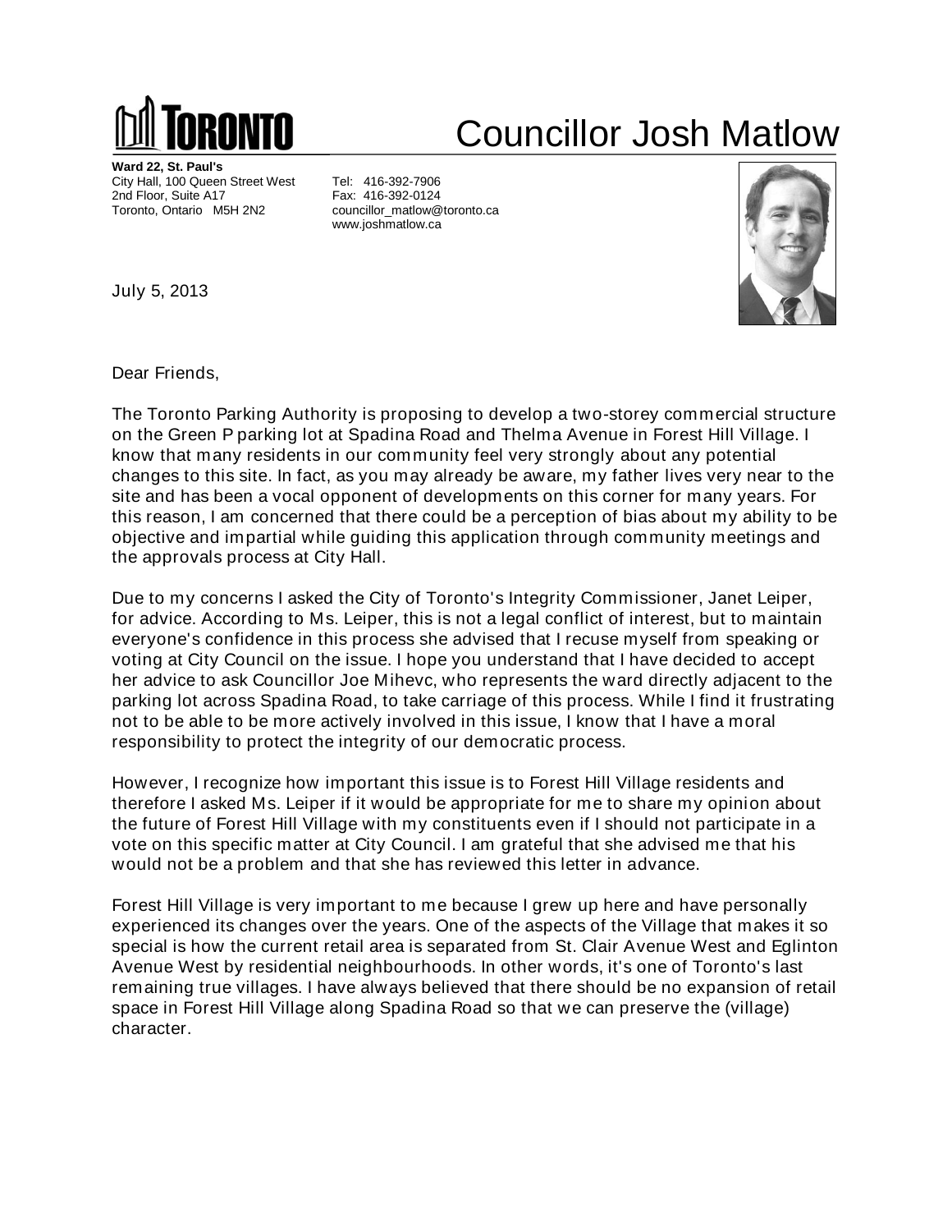TORONTO

# Councillor Josh Matlow

**Ward 22, St. Paul's**
City Hall, 100 Queen Street West
2nd Floor, Suite A17
Toronto, Ontario M5H 2N2

Tel: 416-392-7906
Fax: 416-392-0124
councillor_matlow@toronto.ca
www.joshmatlow.ca

July 5, 2013

Dear Friends,

The Toronto Parking Authority is proposing to develop a two-storey commercial structure on the Green P parking lot at Spadina Road and Thelma Avenue in Forest Hill Village. I know that many residents in our community feel very strongly about any potential changes to this site. In fact, as you may already be aware, my father lives very near to the site and has been a vocal opponent of developments on this corner for many years. For this reason, I am concerned that there could be a perception of bias about my ability to be objective and impartial while guiding this application through community meetings and the approvals process at City Hall.

Due to my concerns I asked the City of Toronto's Integrity Commissioner, Janet Leiper, for advice. According to Ms. Leiper, this is not a legal conflict of interest, but to maintain everyone's confidence in this process she advised that I recuse myself from speaking or voting at City Council on the issue. I hope you understand that I have decided to accept her advice to ask Councillor Joe Mihevc, who represents the ward directly adjacent to the parking lot across Spadina Road, to take carriage of this process. While I find it frustrating not to be able to be more actively involved in this issue, I know that I have a moral responsibility to protect the integrity of our democratic process.

However, I recognize how important this issue is to Forest Hill Village residents and therefore I asked Ms. Leiper if it would be appropriate for me to share my opinion about the future of Forest Hill Village with my constituents even if I should not participate in a vote on this specific matter at City Council. I am grateful that she advised me that his would not be a problem and that she has reviewed this letter in advance.

Forest Hill Village is very important to me because I grew up here and have personally experienced its changes over the years. One of the aspects of the Village that makes it so special is how the current retail area is separated from St. Clair Avenue West and Eglinton Avenue West by residential neighbourhoods. In other words, it's one of Toronto's last remaining true villages. I have always believed that there should be no expansion of retail space in Forest Hill Village along Spadina Road so that we can preserve the (village) character.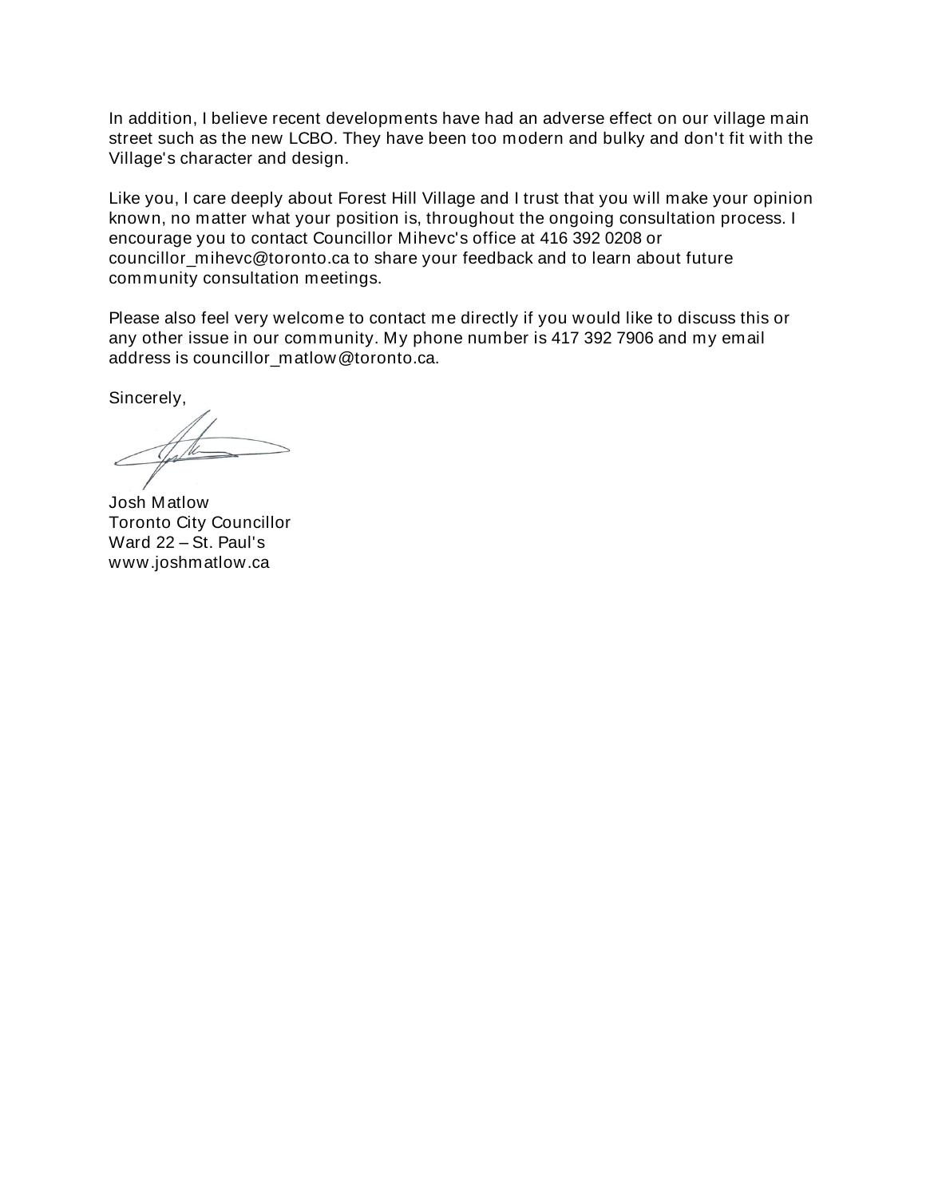In addition, I believe recent developments have had an adverse effect on our village main street such as the new LCBO. They have been too modern and bulky and don't fit with the Village's character and design.

Like you, I care deeply about Forest Hill Village and I trust that you will make your opinion known, no matter what your position is, throughout the ongoing consultation process. I encourage you to contact Councillor Mihevc's office at 416 392 0208 or councillor_mihevc@toronto.ca to share your feedback and to learn about future community consultation meetings.

Please also feel very welcome to contact me directly if you would like to discuss this or any other issue in our community. My phone number is 417 392 7906 and my email address is councillor_matlow@toronto.ca.

Sincerely,

Josh Matlow
Toronto City Councillor
Ward 22 – St. Paul's
www.joshmatlow.ca